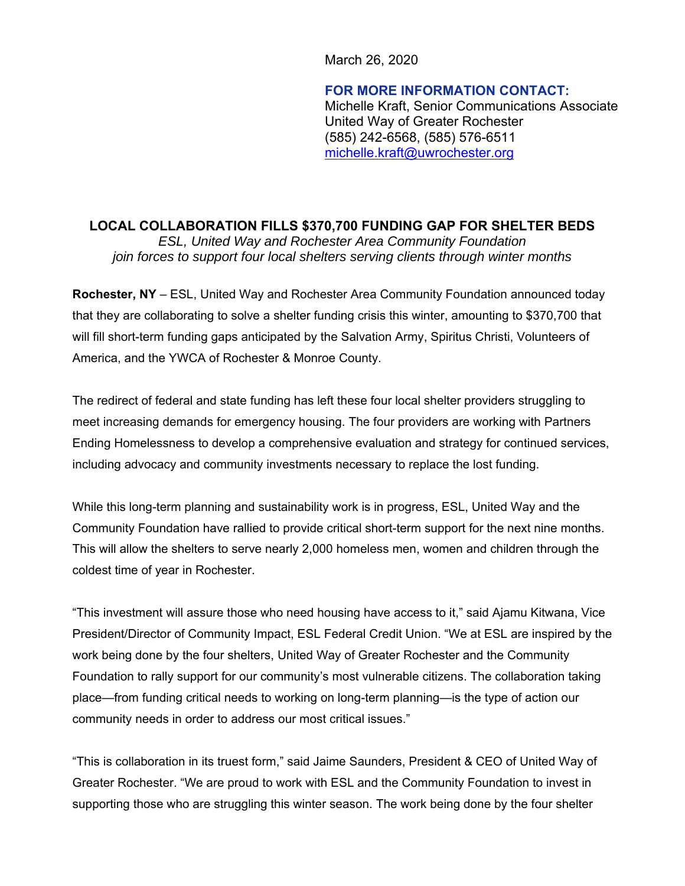March 26, 2020

**FOR MORE INFORMATION CONTACT:**
Michelle Kraft, Senior Communications Associate
United Way of Greater Rochester
(585) 242-6568, (585) 576-6511
michelle.kraft@uwrochester.org

# LOCAL COLLABORATION FILLS $370,700 FUNDING GAP FOR SHELTER BEDS

*ESL, United Way and Rochester Area Community Foundation join forces to support four local shelters serving clients through winter months*

**Rochester, NY** – ESL, United Way and Rochester Area Community Foundation announced today that they are collaborating to solve a shelter funding crisis this winter, amounting to $370,700 that will fill short-term funding gaps anticipated by the Salvation Army, Spiritus Christi, Volunteers of America, and the YWCA of Rochester & Monroe County.

The redirect of federal and state funding has left these four local shelter providers struggling to meet increasing demands for emergency housing. The four providers are working with Partners Ending Homelessness to develop a comprehensive evaluation and strategy for continued services, including advocacy and community investments necessary to replace the lost funding.

While this long-term planning and sustainability work is in progress, ESL, United Way and the Community Foundation have rallied to provide critical short-term support for the next nine months. This will allow the shelters to serve nearly 2,000 homeless men, women and children through the coldest time of year in Rochester.

"This investment will assure those who need housing have access to it," said Ajamu Kitwana, Vice President/Director of Community Impact, ESL Federal Credit Union. "We at ESL are inspired by the work being done by the four shelters, United Way of Greater Rochester and the Community Foundation to rally support for our community's most vulnerable citizens. The collaboration taking place—from funding critical needs to working on long-term planning—is the type of action our community needs in order to address our most critical issues."

"This is collaboration in its truest form," said Jaime Saunders, President & CEO of United Way of Greater Rochester. "We are proud to work with ESL and the Community Foundation to invest in supporting those who are struggling this winter season. The work being done by the four shelter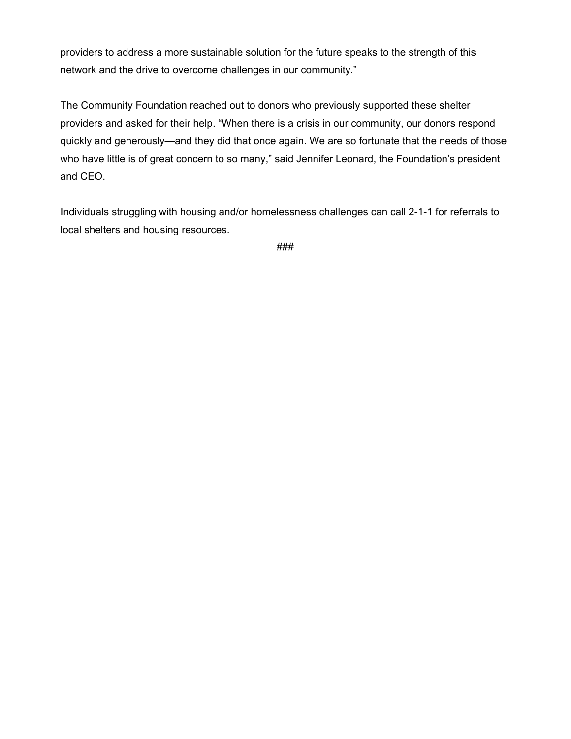providers to address a more sustainable solution for the future speaks to the strength of this network and the drive to overcome challenges in our community."

The Community Foundation reached out to donors who previously supported these shelter providers and asked for their help. "When there is a crisis in our community, our donors respond quickly and generously—and they did that once again. We are so fortunate that the needs of those who have little is of great concern to so many," said Jennifer Leonard, the Foundation's president and CEO.

Individuals struggling with housing and/or homelessness challenges can call 2-1-1 for referrals to local shelters and housing resources.

###